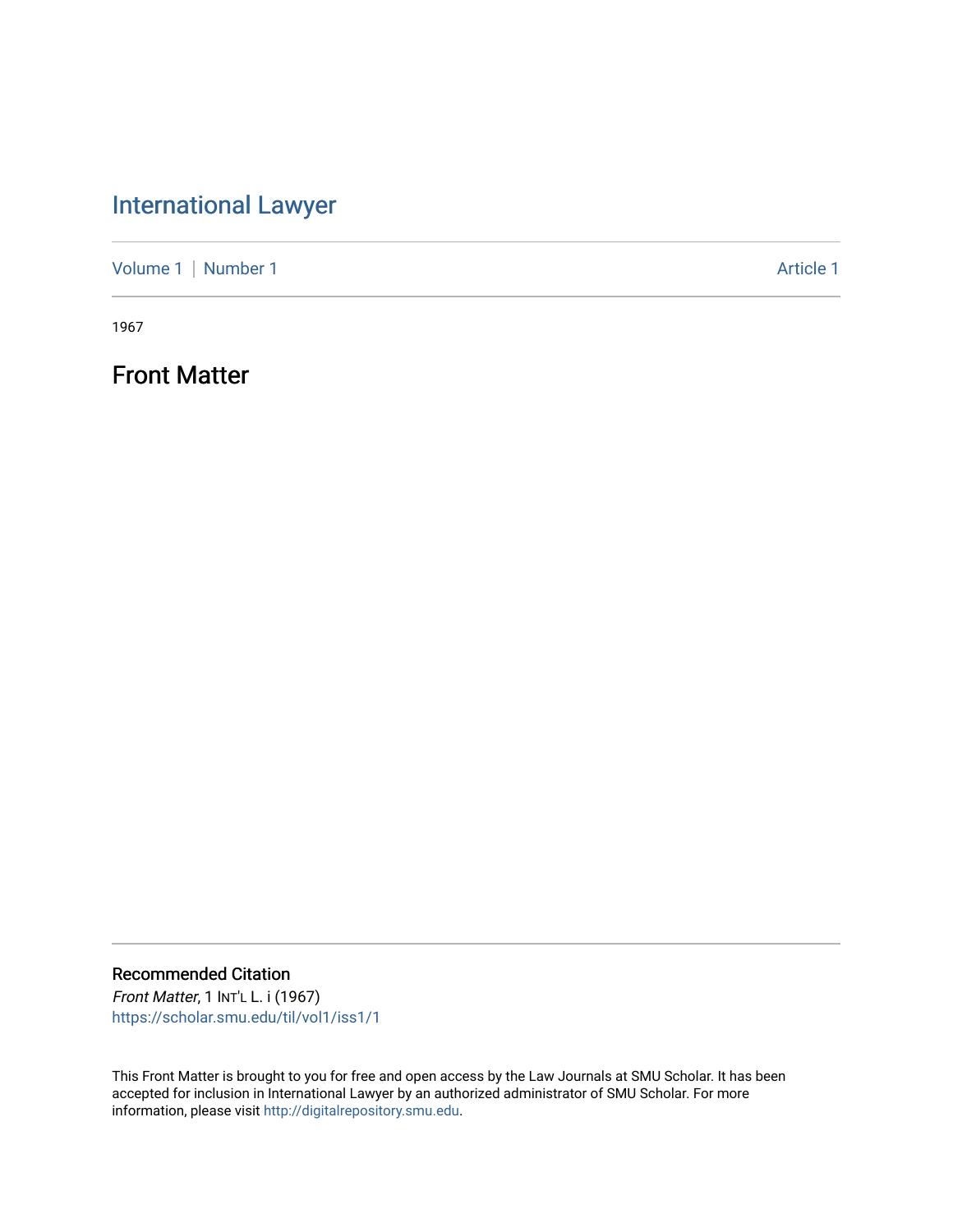# International Lawyer

Volume 1 | Number 1 Article 1

1967

## Front Matter

### Recommended Citation

*Front Matter*, 1 INT'L L. i (1967)
https://scholar.smu.edu/til/vol1/iss1/1

This Front Matter is brought to you for free and open access by the Law Journals at SMU Scholar. It has been accepted for inclusion in International Lawyer by an authorized administrator of SMU Scholar. For more information, please visit http://digitalrepository.smu.edu.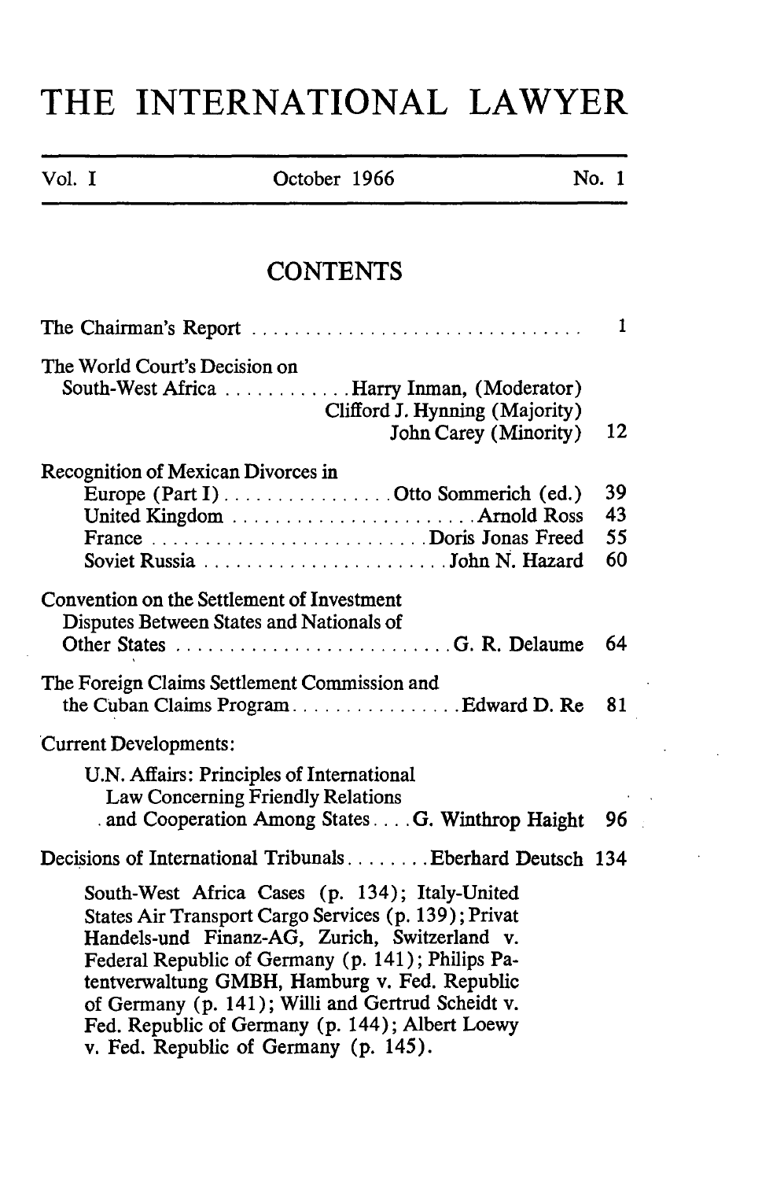# THE INTERNATIONAL LAWYER

Vol. I | October 1966 | No. 1

## CONTENTS

The Chairman's Report ............................... 1

The World Court's Decision on South-West Africa ............ Harry Inman, (Moderator) Clifford J. Hynning (Majority) John Carey (Minority) 12

Recognition of Mexican Divorces in
- Europe (Part I) ................ Otto Sommerich (ed.) 39
- United Kingdom ....................... Arnold Ross 43
- France .......................... Doris Jonas Freed 55
- Soviet Russia ........................ John N. Hazard 60

Convention on the Settlement of Investment Disputes Between States and Nationals of Other States .......................... G. R. Delaume 64

The Foreign Claims Settlement Commission and the Cuban Claims Program ................ Edward D. Re 81

Current Developments:

- U.N. Affairs: Principles of International Law Concerning Friendly Relations and Cooperation Among States .... G. Winthrop Haight 96

Decisions of International Tribunals ........ Eberhard Deutsch 134

South-West Africa Cases (p. 134); Italy-United States Air Transport Cargo Services (p. 139); Privat Handels-und Finanz-AG, Zurich, Switzerland v. Federal Republic of Germany (p. 141); Philips Patentverwaltung GMBH, Hamburg v. Fed. Republic of Germany (p. 141); Willi and Gertrud Scheidt v. Fed. Republic of Germany (p. 144); Albert Loewy v. Fed. Republic of Germany (p. 145).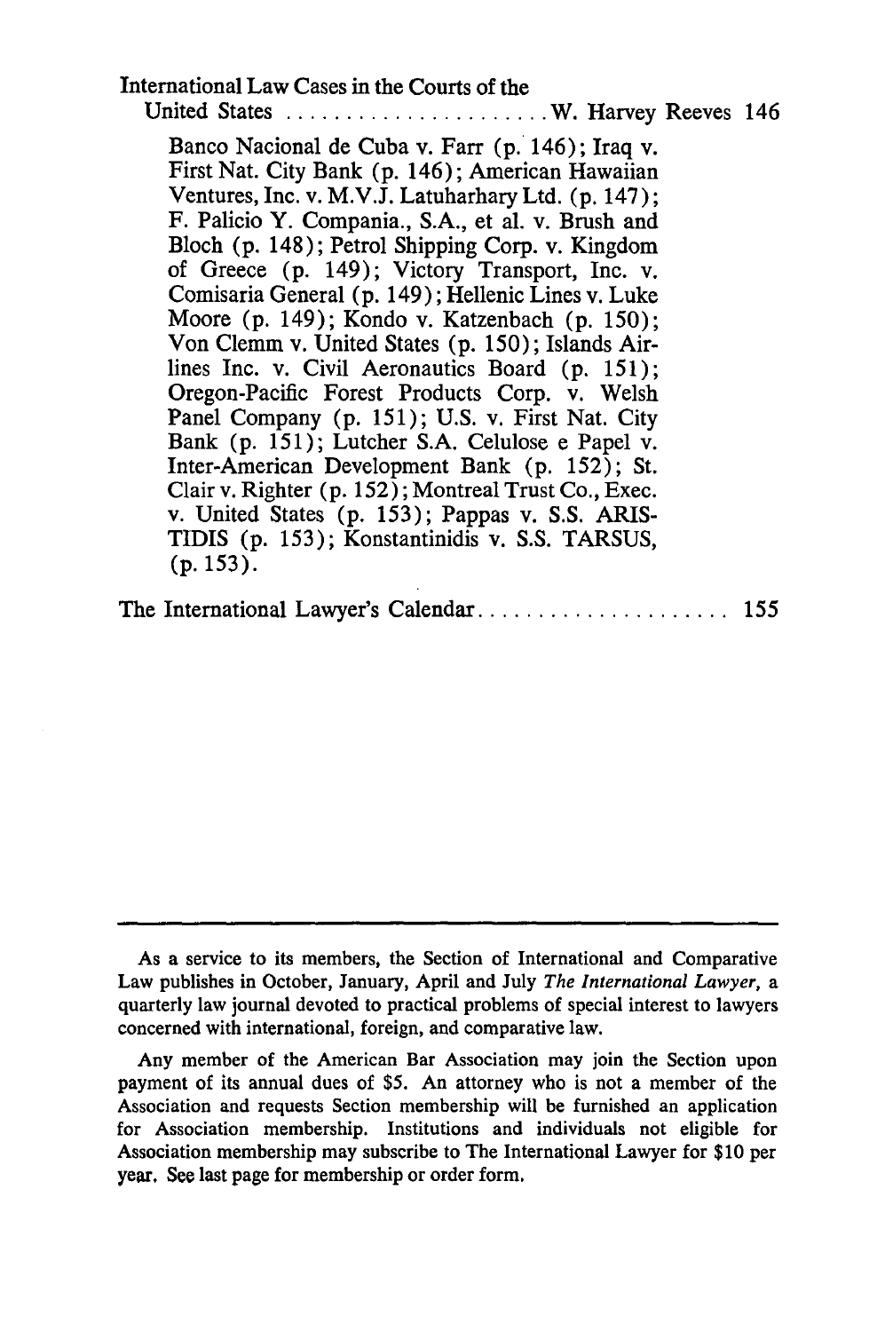International Law Cases in the Courts of the United States ........................ W. Harvey Reeves 146

Banco Nacional de Cuba v. Farr (p. 146); Iraq v. First Nat. City Bank (p. 146); American Hawaiian Ventures, Inc. v. M.V.J. Latuharhary Ltd. (p. 147); F. Palicio Y. Compania., S.A., et al. v. Brush and Bloch (p. 148); Petrol Shipping Corp. v. Kingdom of Greece (p. 149); Victory Transport, Inc. v. Comisaria General (p. 149); Hellenic Lines v. Luke Moore (p. 149); Kondo v. Katzenbach (p. 150); Von Clemm v. United States (p. 150); Islands Airlines Inc. v. Civil Aeronautics Board (p. 151); Oregon-Pacific Forest Products Corp. v. Welsh Panel Company (p. 151); U.S. v. First Nat. City Bank (p. 151); Lutcher S.A. Celulose e Papel v. Inter-American Development Bank (p. 152); St. Clair v. Righter (p. 152); Montreal Trust Co., Exec. v. United States (p. 153); Pappas v. S.S. ARISTIDIS (p. 153); Konstantinidis v. S.S. TARSUS, (p. 153).

The International Lawyer's Calendar..................... 155

---

As a service to its members, the Section of International and Comparative Law publishes in October, January, April and July *The International Lawyer*, a quarterly law journal devoted to practical problems of special interest to lawyers concerned with international, foreign, and comparative law.

Any member of the American Bar Association may join the Section upon payment of its annual dues of $5. An attorney who is not a member of the Association and requests Section membership will be furnished an application for Association membership. Institutions and individuals not eligible for Association membership may subscribe to The International Lawyer for $10 per year. See last page for membership or order form.